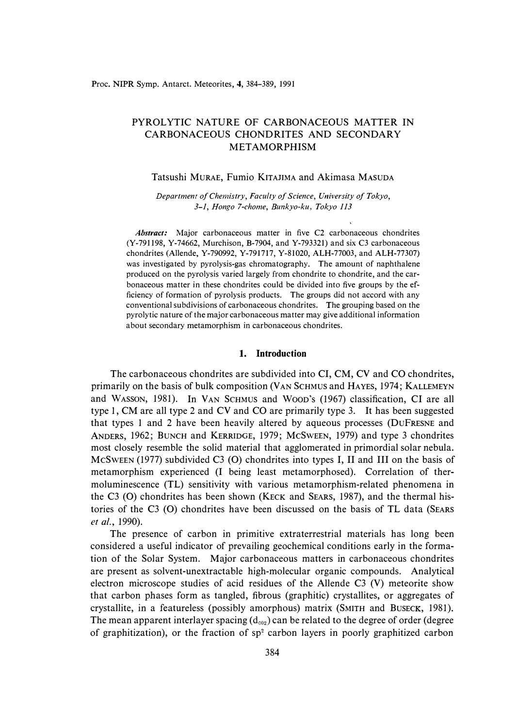# PYROLYTIC NATURE OF CARBONACEOUS MATTER IN CARBONACEOUS CHONDRITES AND SECONDARY METAMORPHISM

Tatsushi MURAE, Fumio KITAJIMA and Akimasa MASUDA

*Department of Chemistry, Faculty of Science, University of Tokyo, 3-1, Hongo 7-chome, Bunkyo-ku, Tokyo 113*

***Abstract:*** Major carbonaceous matter in five C2 carbonaceous chondrites (Y-791198, Y-74662, Murchison, B-7904, and Y-793321) and six C3 carbonaceous chondrites (Allende, Y-790992, Y-791717, Y-81020, ALH-77003, and ALH-77307) was investigated by pyrolysis-gas chromatography. The amount of naphthalene produced on the pyrolysis varied largely from chondrite to chondrite, and the carbonaceous matter in these chondrites could be divided into five groups by the efficiency of formation of pyrolysis products. The groups did not accord with any conventional subdivisions of carbonaceous chondrites. The grouping based on the pyrolytic nature of the major carbonaceous matter may give additional information about secondary metamorphism in carbonaceous chondrites.

## 1. Introduction

The carbonaceous chondrites are subdivided into CI, CM, CV and CO chondrites, primarily on the basis of bulk composition (VAN SCHMUS and HAYES, 1974; KALLEMEYN and WASSON, 1981). In VAN SCHMUS and WOOD's (1967) classification, CI are all type 1, CM are all type 2 and CV and CO are primarily type 3. It has been suggested that types 1 and 2 have been heavily altered by aqueous processes (DUFRESNE and ANDERS, 1962; BUNCH and KERRIDGE, 1979; MCSWEEN, 1979) and type 3 chondrites most closely resemble the solid material that agglomerated in primordial solar nebula. MCSWEEN (1977) subdivided C3 (O) chondrites into types I, II and III on the basis of metamorphism experienced (I being least metamorphosed). Correlation of thermoluminescence (TL) sensitivity with various metamorphism-related phenomena in the C3 (O) chondrites has been shown (KECK and SEARS, 1987), and the thermal histories of the C3 (O) chondrites have been discussed on the basis of TL data (SEARS *et al.*, 1990).

The presence of carbon in primitive extraterrestrial materials has long been considered a useful indicator of prevailing geochemical conditions early in the formation of the Solar System. Major carbonaceous matters in carbonaceous chondrites are present as solvent-unextractable high-molecular organic compounds. Analytical electron microscope studies of acid residues of the Allende C3 (V) meteorite show that carbon phases form as tangled, fibrous (graphitic) crystallites, or aggregates of crystallite, in a featureless (possibly amorphous) matrix (SMITH and BUSECK, 1981). The mean apparent interlayer spacing ($d_{002}$) can be related to the degree of order (degree of graphitization), or the fraction of $sp^2$ carbon layers in poorly graphitized carbon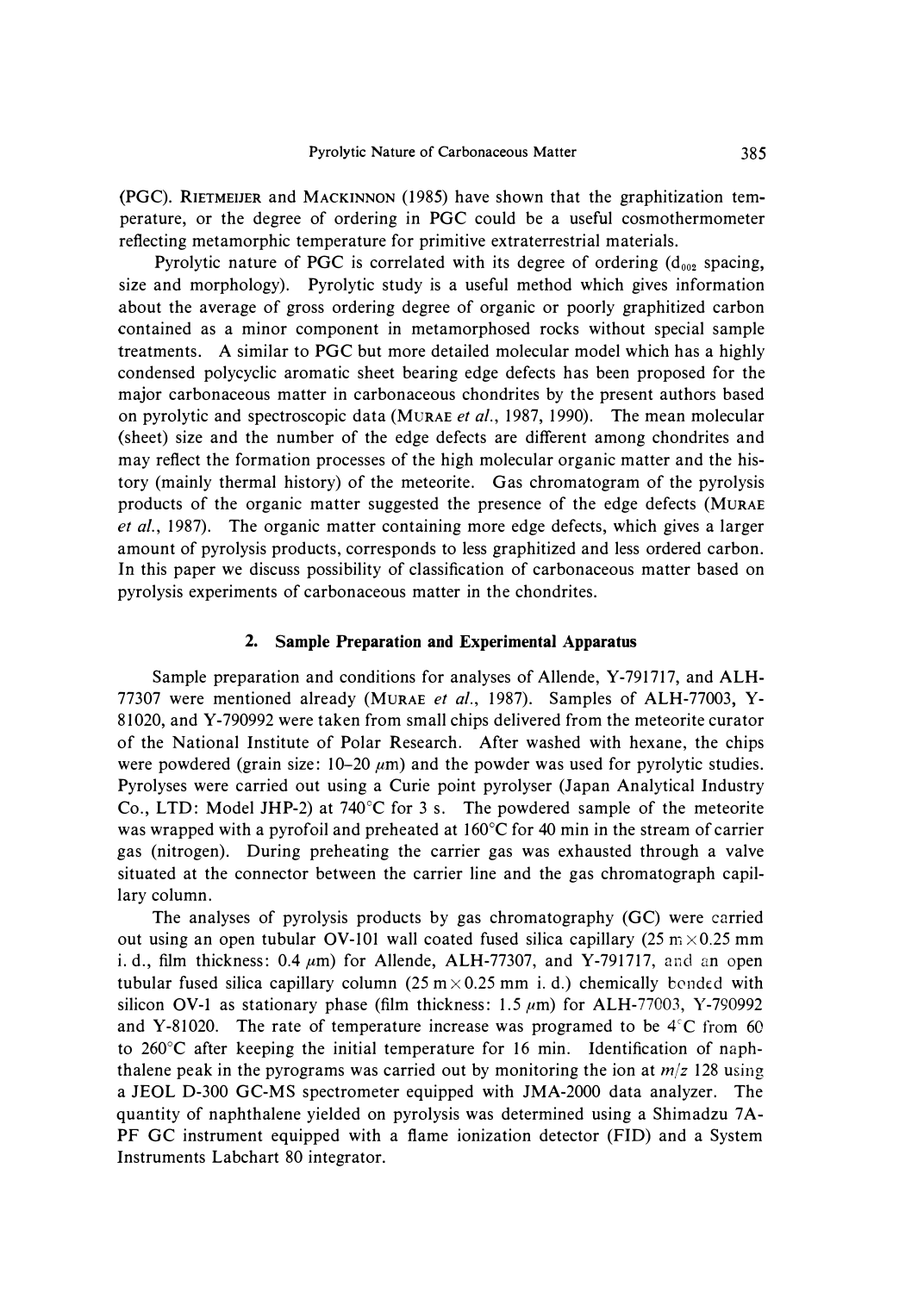(PGC). RIETMEIJER and MACKINNON (1985) have shown that the graphitization temperature, or the degree of ordering in PGC could be a useful cosmothermometer reflecting metamorphic temperature for primitive extraterrestrial materials.

Pyrolytic nature of PGC is correlated with its degree of ordering ($d_{002}$ spacing, size and morphology). Pyrolytic study is a useful method which gives information about the average of gross ordering degree of organic or poorly graphitized carbon contained as a minor component in metamorphosed rocks without special sample treatments. A similar to PGC but more detailed molecular model which has a highly condensed polycyclic aromatic sheet bearing edge defects has been proposed for the major carbonaceous matter in carbonaceous chondrites by the present authors based on pyrolytic and spectroscopic data (MURAE *et al.*, 1987, 1990). The mean molecular (sheet) size and the number of the edge defects are different among chondrites and may reflect the formation processes of the high molecular organic matter and the history (mainly thermal history) of the meteorite. Gas chromatogram of the pyrolysis products of the organic matter suggested the presence of the edge defects (MURAE *et al.*, 1987). The organic matter containing more edge defects, which gives a larger amount of pyrolysis products, corresponds to less graphitized and less ordered carbon. In this paper we discuss possibility of classification of carbonaceous matter based on pyrolysis experiments of carbonaceous matter in the chondrites.

## 2. Sample Preparation and Experimental Apparatus

Sample preparation and conditions for analyses of Allende, Y-791717, and ALH-77307 were mentioned already (MURAE *et al.*, 1987). Samples of ALH-77003, Y-81020, and Y-790992 were taken from small chips delivered from the meteorite curator of the National Institute of Polar Research. After washed with hexane, the chips were powdered (grain size: 10–20 $\mu$m) and the powder was used for pyrolytic studies. Pyrolyses were carried out using a Curie point pyrolyser (Japan Analytical Industry Co., LTD: Model JHP-2) at 740°C for 3 s. The powdered sample of the meteorite was wrapped with a pyrofoil and preheated at 160°C for 40 min in the stream of carrier gas (nitrogen). During preheating the carrier gas was exhausted through a valve situated at the connector between the carrier line and the gas chromatograph capillary column.

The analyses of pyrolysis products by gas chromatography (GC) were carried out using an open tubular OV-101 wall coated fused silica capillary (25 m $\times$ 0.25 mm i. d., film thickness: 0.4 $\mu$m) for Allende, ALH-77307, and Y-791717, and an open tubular fused silica capillary column (25 m $\times$ 0.25 mm i. d.) chemically bonded with silicon OV-1 as stationary phase (film thickness: 1.5 $\mu$m) for ALH-77003, Y-790992 and Y-81020. The rate of temperature increase was programed to be 4°C from 60 to 260°C after keeping the initial temperature for 16 min. Identification of naphthalene peak in the pyrograms was carried out by monitoring the ion at $m/z$ 128 using a JEOL D-300 GC-MS spectrometer equipped with JMA-2000 data analyzer. The quantity of naphthalene yielded on pyrolysis was determined using a Shimadzu 7A-PF GC instrument equipped with a flame ionization detector (FID) and a System Instruments Labchart 80 integrator.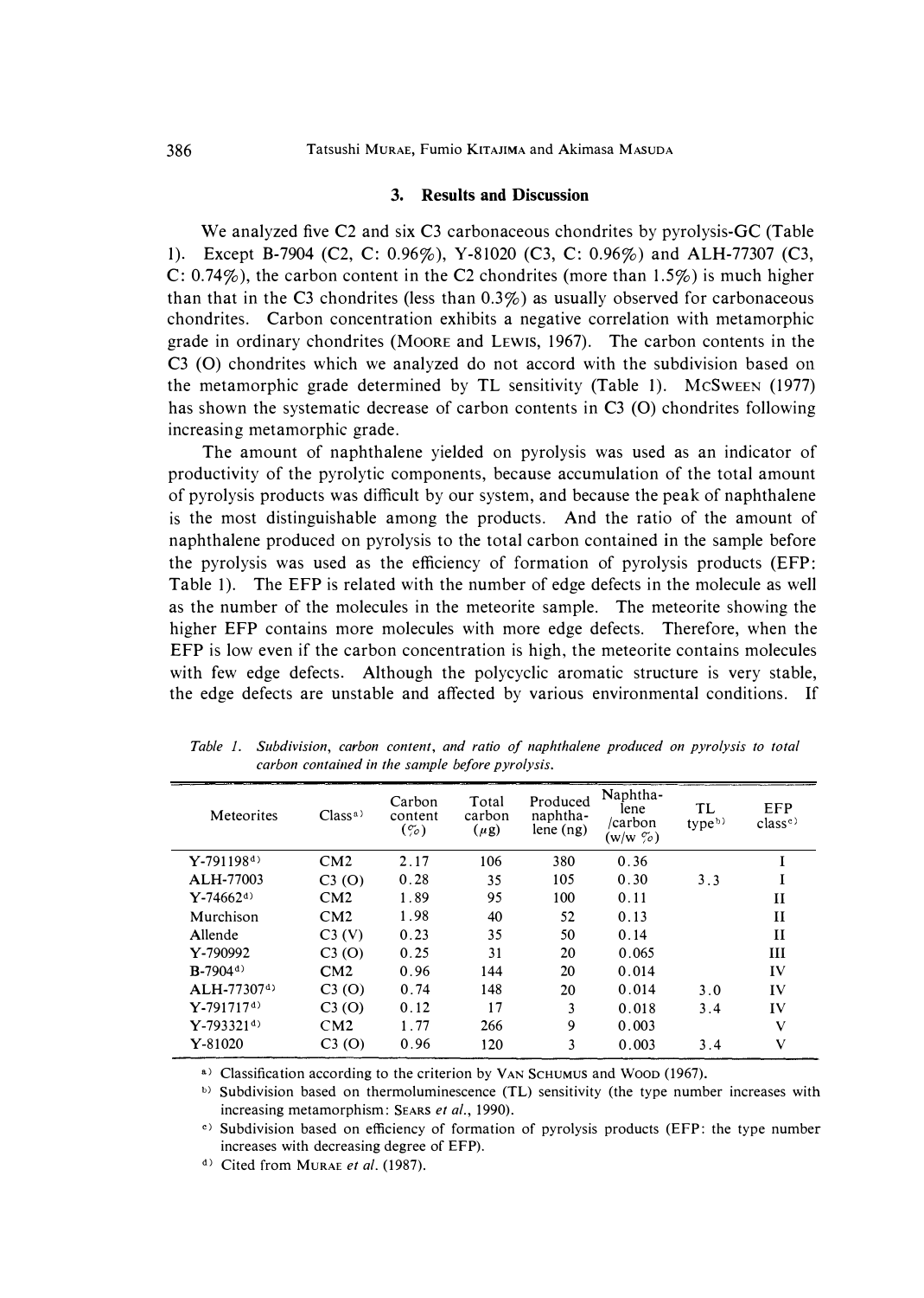## 3. Results and Discussion

We analyzed five C2 and six C3 carbonaceous chondrites by pyrolysis-GC (Table 1). Except B-7904 (C2, C: 0.96%), Y-81020 (C3, C: 0.96%) and ALH-77307 (C3, C: 0.74%), the carbon content in the C2 chondrites (more than 1.5%) is much higher than that in the C3 chondrites (less than 0.3%) as usually observed for carbonaceous chondrites. Carbon concentration exhibits a negative correlation with metamorphic grade in ordinary chondrites (MOORE and LEWIS, 1967). The carbon contents in the C3 (O) chondrites which we analyzed do not accord with the subdivision based on the metamorphic grade determined by TL sensitivity (Table 1). MCSWEEN (1977) has shown the systematic decrease of carbon contents in C3 (O) chondrites following increasing metamorphic grade.

The amount of naphthalene yielded on pyrolysis was used as an indicator of productivity of the pyrolytic components, because accumulation of the total amount of pyrolysis products was difficult by our system, and because the peak of naphthalene is the most distinguishable among the products. And the ratio of the amount of naphthalene produced on pyrolysis to the total carbon contained in the sample before the pyrolysis was used as the efficiency of formation of pyrolysis products (EFP: Table 1). The EFP is related with the number of edge defects in the molecule as well as the number of the molecules in the meteorite sample. The meteorite showing the higher EFP contains more molecules with more edge defects. Therefore, when the EFP is low even if the carbon concentration is high, the meteorite contains molecules with few edge defects. Although the polycyclic aromatic structure is very stable, the edge defects are unstable and affected by various environmental conditions. If

*Table 1. Subdivision, carbon content, and ratio of naphthalene produced on pyrolysis to total carbon contained in the sample before pyrolysis.*

| Meteorites | Class[a] | Carbon content (%) | Total carbon (μg) | Produced naphthalene (ng) | Naphthalene /carbon (w/w %) | TL type[b] | EFP class[c] |
|---|---|---|---|---|---|---|---|
| Y-791198[d] | CM2 | 2.17 | 106 | 380 | 0.36 | | I |
| ALH-77003 | C3 (O) | 0.28 | 35 | 105 | 0.30 | 3.3 | I |
| Y-74662[d] | CM2 | 1.89 | 95 | 100 | 0.11 | | II |
| Murchison | CM2 | 1.98 | 40 | 52 | 0.13 | | II |
| Allende | C3 (V) | 0.23 | 35 | 50 | 0.14 | | II |
| Y-790992 | C3 (O) | 0.25 | 31 | 20 | 0.065 | | III |
| B-7904[d] | CM2 | 0.96 | 144 | 20 | 0.014 | | IV |
| ALH-77307[d] | C3 (O) | 0.74 | 148 | 20 | 0.014 | 3.0 | IV |
| Y-791717[d] | C3 (O) | 0.12 | 17 | 3 | 0.018 | 3.4 | IV |
| Y-793321[d] | CM2 | 1.77 | 266 | 9 | 0.003 | | V |
| Y-81020 | C3 (O) | 0.96 | 120 | 3 | 0.003 | 3.4 | V |

[a] Classification according to the criterion by VAN SCHUMUS and WOOD (1967).

[b] Subdivision based on thermoluminescence (TL) sensitivity (the type number increases with increasing metamorphism: SEARS *et al.*, 1990).

[c] Subdivision based on efficiency of formation of pyrolysis products (EFP: the type number increases with decreasing degree of EFP).

[d] Cited from MURAE *et al.* (1987).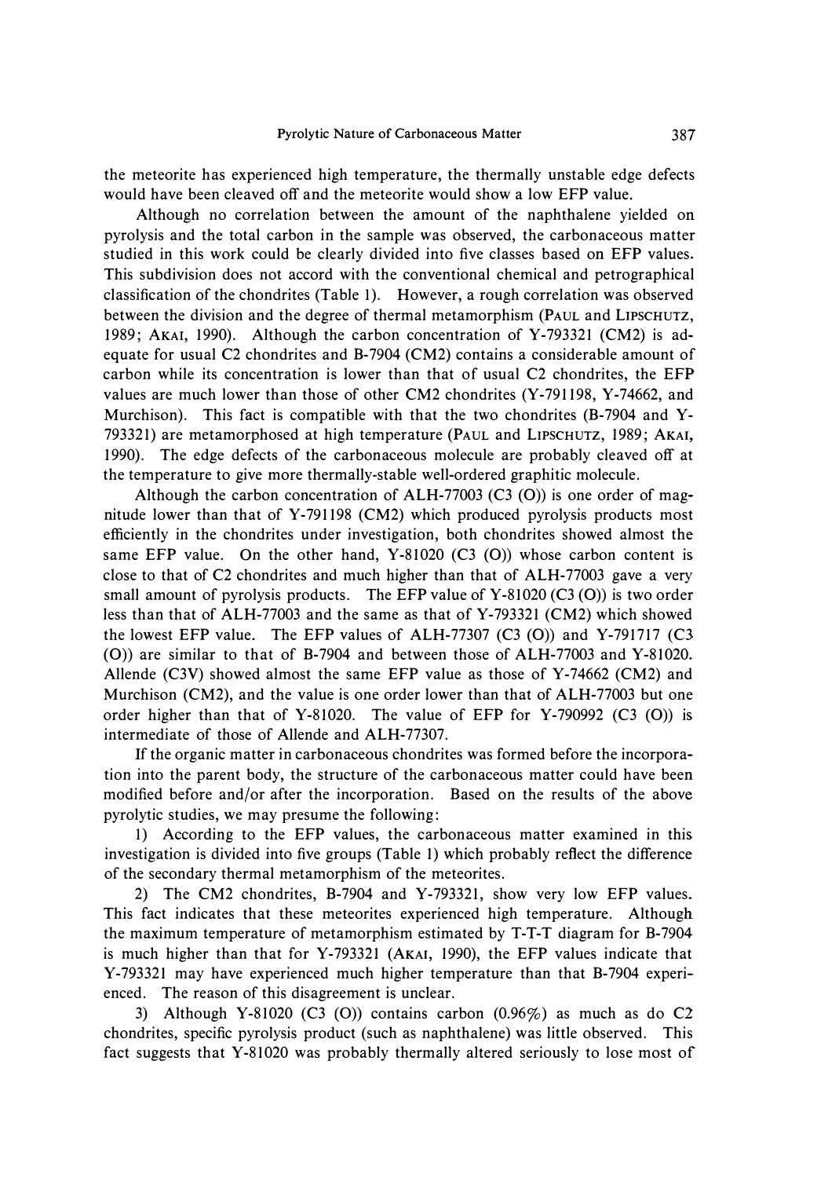the meteorite has experienced high temperature, the thermally unstable edge defects would have been cleaved off and the meteorite would show a low EFP value.

Although no correlation between the amount of the naphthalene yielded on pyrolysis and the total carbon in the sample was observed, the carbonaceous matter studied in this work could be clearly divided into five classes based on EFP values. This subdivision does not accord with the conventional chemical and petrographical classification of the chondrites (Table 1). However, a rough correlation was observed between the division and the degree of thermal metamorphism (PAUL and LIPSCHUTZ, 1989; AKAI, 1990). Although the carbon concentration of Y-793321 (CM2) is adequate for usual C2 chondrites and B-7904 (CM2) contains a considerable amount of carbon while its concentration is lower than that of usual C2 chondrites, the EFP values are much lower than those of other CM2 chondrites (Y-791198, Y-74662, and Murchison). This fact is compatible with that the two chondrites (B-7904 and Y-793321) are metamorphosed at high temperature (PAUL and LIPSCHUTZ, 1989; AKAI, 1990). The edge defects of the carbonaceous molecule are probably cleaved off at the temperature to give more thermally-stable well-ordered graphitic molecule.

Although the carbon concentration of ALH-77003 (C3 (O)) is one order of magnitude lower than that of Y-791198 (CM2) which produced pyrolysis products most efficiently in the chondrites under investigation, both chondrites showed almost the same EFP value. On the other hand, Y-81020 (C3 (O)) whose carbon content is close to that of C2 chondrites and much higher than that of ALH-77003 gave a very small amount of pyrolysis products. The EFP value of Y-81020 (C3 (O)) is two order less than that of ALH-77003 and the same as that of Y-793321 (CM2) which showed the lowest EFP value. The EFP values of ALH-77307 (C3 (O)) and Y-791717 (C3 (O)) are similar to that of B-7904 and between those of ALH-77003 and Y-81020. Allende (C3V) showed almost the same EFP value as those of Y-74662 (CM2) and Murchison (CM2), and the value is one order lower than that of ALH-77003 but one order higher than that of Y-81020. The value of EFP for Y-790992 (C3 (O)) is intermediate of those of Allende and ALH-77307.

If the organic matter in carbonaceous chondrites was formed before the incorporation into the parent body, the structure of the carbonaceous matter could have been modified before and/or after the incorporation. Based on the results of the above pyrolytic studies, we may presume the following:

1) According to the EFP values, the carbonaceous matter examined in this investigation is divided into five groups (Table 1) which probably reflect the difference of the secondary thermal metamorphism of the meteorites.

2) The CM2 chondrites, B-7904 and Y-793321, show very low EFP values. This fact indicates that these meteorites experienced high temperature. Although the maximum temperature of metamorphism estimated by T-T-T diagram for B-7904 is much higher than that for Y-793321 (AKAI, 1990), the EFP values indicate that Y-793321 may have experienced much higher temperature than that B-7904 experienced. The reason of this disagreement is unclear.

3) Although Y-81020 (C3 (O)) contains carbon (0.96%) as much as do C2 chondrites, specific pyrolysis product (such as naphthalene) was little observed. This fact suggests that Y-81020 was probably thermally altered seriously to lose most of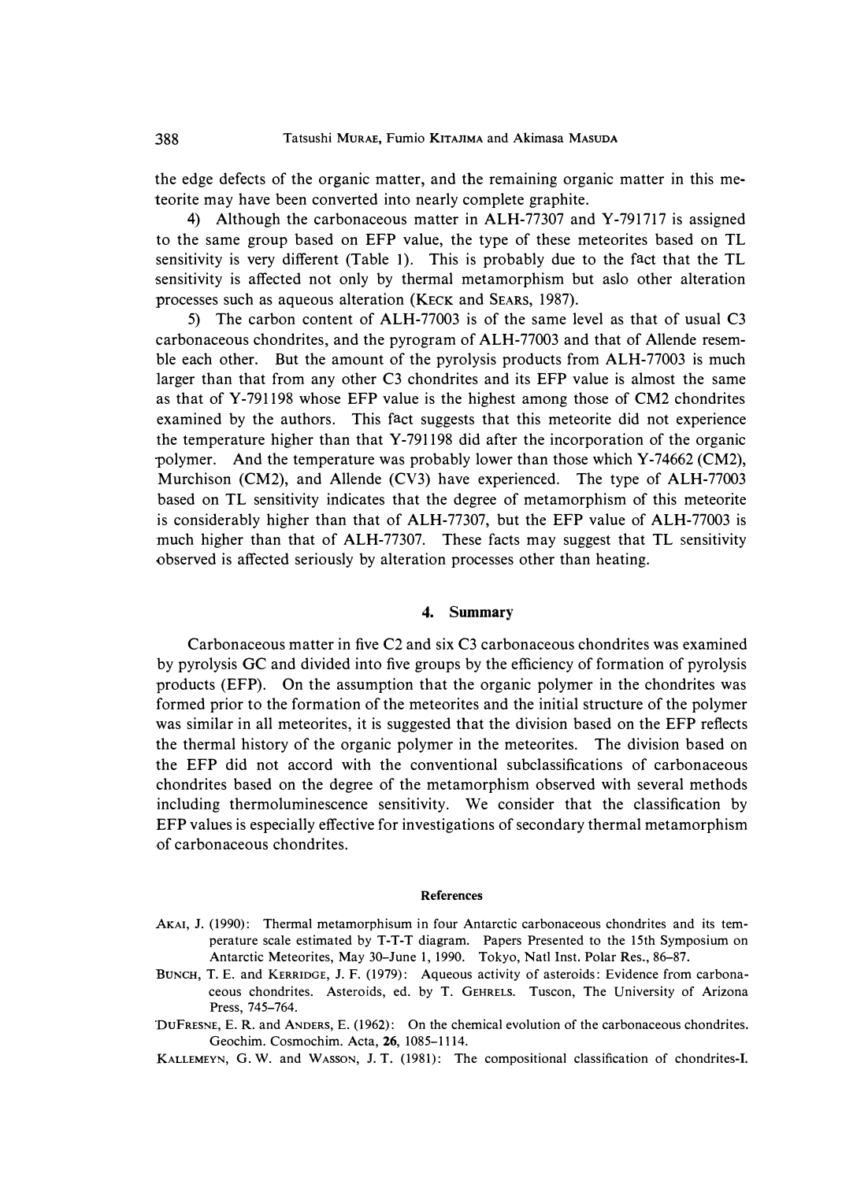the edge defects of the organic matter, and the remaining organic matter in this meteorite may have been converted into nearly complete graphite.

4) Although the carbonaceous matter in ALH-77307 and Y-791717 is assigned to the same group based on EFP value, the type of these meteorites based on TL sensitivity is very different (Table 1). This is probably due to the fact that the TL sensitivity is affected not only by thermal metamorphism but aslo other alteration processes such as aqueous alteration (KECK and SEARS, 1987).

5) The carbon content of ALH-77003 is of the same level as that of usual C3 carbonaceous chondrites, and the pyrogram of ALH-77003 and that of Allende resemble each other. But the amount of the pyrolysis products from ALH-77003 is much larger than that from any other C3 chondrites and its EFP value is almost the same as that of Y-791198 whose EFP value is the highest among those of CM2 chondrites examined by the authors. This fact suggests that this meteorite did not experience the temperature higher than that Y-791198 did after the incorporation of the organic polymer. And the temperature was probably lower than those which Y-74662 (CM2), Murchison (CM2), and Allende (CV3) have experienced. The type of ALH-77003 based on TL sensitivity indicates that the degree of metamorphism of this meteorite is considerably higher than that of ALH-77307, but the EFP value of ALH-77003 is much higher than that of ALH-77307. These facts may suggest that TL sensitivity observed is affected seriously by alteration processes other than heating.

## 4. Summary

Carbonaceous matter in five C2 and six C3 carbonaceous chondrites was examined by pyrolysis GC and divided into five groups by the efficiency of formation of pyrolysis products (EFP). On the assumption that the organic polymer in the chondrites was formed prior to the formation of the meteorites and the initial structure of the polymer was similar in all meteorites, it is suggested that the division based on the EFP reflects the thermal history of the organic polymer in the meteorites. The division based on the EFP did not accord with the conventional subclassifications of carbonaceous chondrites based on the degree of the metamorphism observed with several methods including thermoluminescence sensitivity. We consider that the classification by EFP values is especially effective for investigations of secondary thermal metamorphism of carbonaceous chondrites.

### References

AKAI, J. (1990): Thermal metamorphisum in four Antarctic carbonaceous chondrites and its temperature scale estimated by T-T-T diagram. Papers Presented to the 15th Symposium on Antarctic Meteorites, May 30–June 1, 1990. Tokyo, Natl Inst. Polar Res., 86–87.

BUNCH, T. E. and KERRIDGE, J. F. (1979): Aqueous activity of asteroids: Evidence from carbonaceous chondrites. Asteroids, ed. by T. GEHRELS. Tuscon, The University of Arizona Press, 745–764.

DUFRESNE, E. R. and ANDERS, E. (1962): On the chemical evolution of the carbonaceous chondrites. Geochim. Cosmochim. Acta, 26, 1085–1114.

KALLEMEYN, G. W. and WASSON, J. T. (1981): The compositional classification of chondrites-I.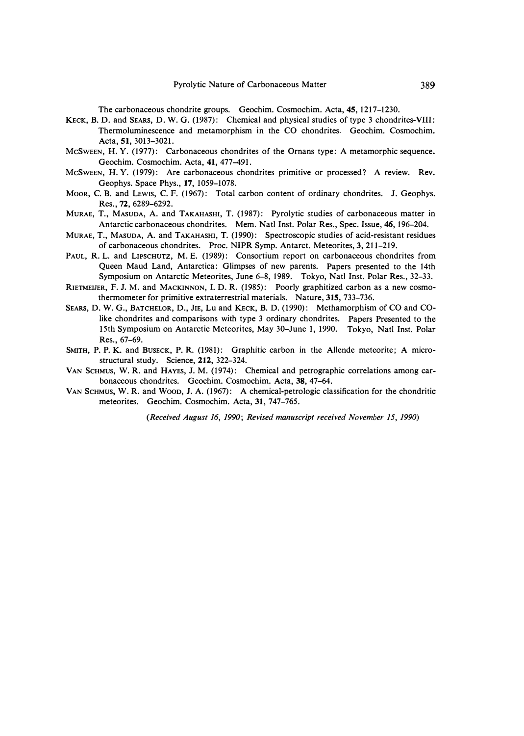The carbonaceous chondrite groups. Geochim. Cosmochim. Acta, **45**, 1217–1230.

KECK, B. D. and SEARS, D. W. G. (1987): Chemical and physical studies of type 3 chondrites-VIII: Thermoluminescence and metamorphism in the CO chondrites. Geochim. Cosmochim. Acta, **51**, 3013–3021.

MCSWEEN, H. Y. (1977): Carbonaceous chondrites of the Ornans type: A metamorphic sequence. Geochim. Cosmochim. Acta, **41**, 477–491.

MCSWEEN, H. Y. (1979): Are carbonaceous chondrites primitive or processed? A review. Rev. Geophys. Space Phys., **17**, 1059–1078.

MOOR, C. B. and LEWIS, C. F. (1967): Total carbon content of ordinary chondrites. J. Geophys. Res., **72**, 6289–6292.

MURAE, T., MASUDA, A. and TAKAHASHI, T. (1987): Pyrolytic studies of carbonaceous matter in Antarctic carbonaceous chondrites. Mem. Natl Inst. Polar Res., Spec. Issue, **46**, 196–204.

MURAE, T., MASUDA, A. and TAKAHASHI, T. (1990): Spectroscopic studies of acid-resistant residues of carbonaceous chondrites. Proc. NIPR Symp. Antarct. Meteorites, **3**, 211–219.

PAUL, R. L. and LIPSCHUTZ, M. E. (1989): Consortium report on carbonaceous chondrites from Queen Maud Land, Antarctica: Glimpses of new parents. Papers presented to the 14th Symposium on Antarctic Meteorites, June 6–8, 1989. Tokyo, Natl Inst. Polar Res., 32–33.

RIETMEIJER, F. J. M. and MACKINNON, I. D. R. (1985): Poorly graphitized carbon as a new cosmothermometer for primitive extraterrestrial materials. Nature, **315**, 733–736.

SEARS, D. W. G., BATCHELOR, D., JIE, Lu and KECK, B. D. (1990): Methamorphism of CO and CO-like chondrites and comparisons with type 3 ordinary chondrites. Papers Presented to the 15th Symposium on Antarctic Meteorites, May 30–June 1, 1990. Tokyo, Natl Inst. Polar Res., 67–69.

SMITH, P. P. K. and BUSECK, P. R. (1981): Graphitic carbon in the Allende meteorite; A microstructural study. Science, **212**, 322–324.

VAN SCHMUS, W. R. and HAYES, J. M. (1974): Chemical and petrographic correlations among carbonaceous chondrites. Geochim. Cosmochim. Acta, **38**, 47–64.

VAN SCHMUS, W. R. and WOOD, J. A. (1967): A chemical-petrologic classification for the chondritic meteorites. Geochim. Cosmochim. Acta, **31**, 747–765.

*(Received August 16, 1990; Revised manuscript received November 15, 1990)*